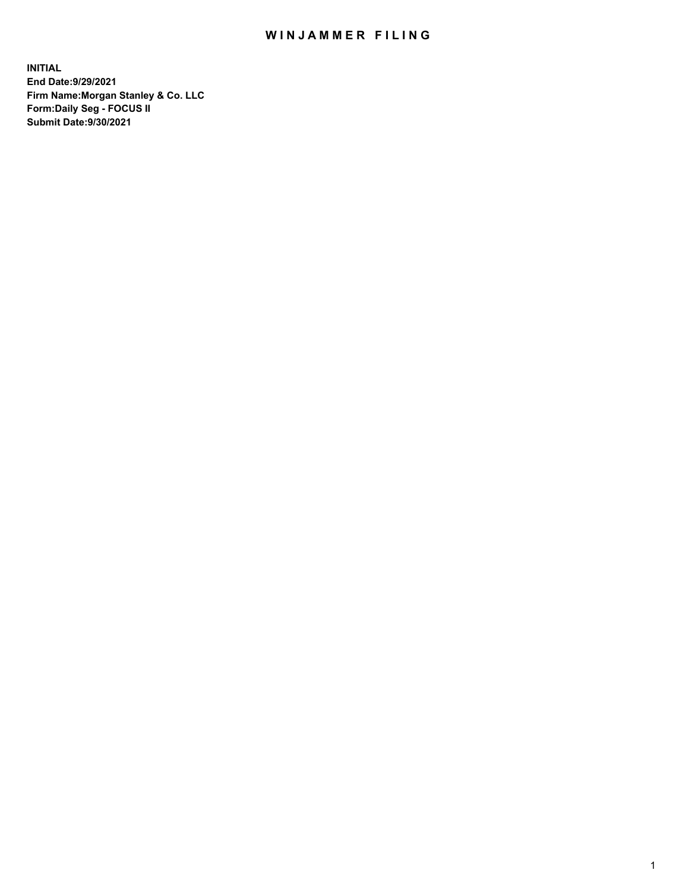# WINJAMMER FILING

**INITIAL**
**End Date:9/29/2021**
**Firm Name:Morgan Stanley & Co. LLC**
**Form:Daily Seg - FOCUS II**
**Submit Date:9/30/2021**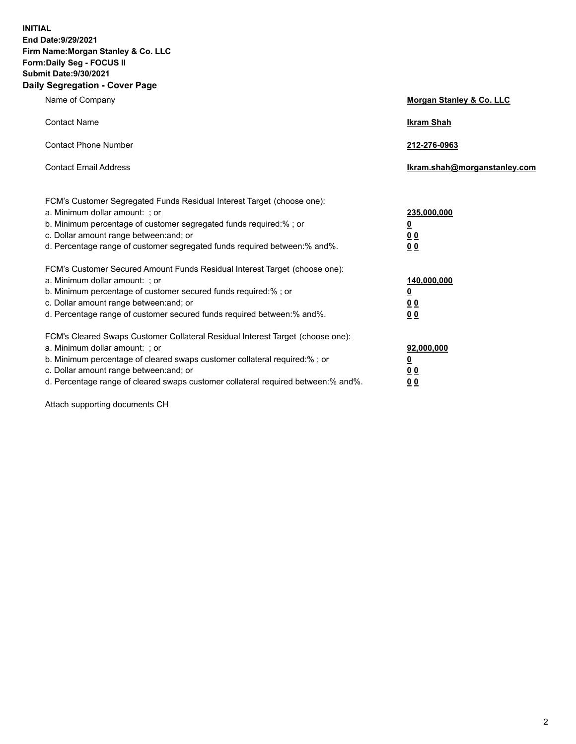**INITIAL**
**End Date:9/29/2021**
**Firm Name:Morgan Stanley & Co. LLC**
**Form:Daily Seg - FOCUS II**
**Submit Date:9/30/2021**
**Daily Segregation - Cover Page**

| | |
|---|---|
| Name of Company | **Morgan Stanley & Co. LLC** |
| Contact Name | **Ikram Shah** |
| Contact Phone Number | **212-276-0963** |
| Contact Email Address | **Ikram.shah@morganstanley.com** |

| | |
|---|---|
| FCM's Customer Segregated Funds Residual Interest Target (choose one): | |
| a. Minimum dollar amount: ; or | **235,000,000** |
| b. Minimum percentage of customer segregated funds required:% ; or | **0** |
| c. Dollar amount range between:and; or | **0 0** |
| d. Percentage range of customer segregated funds required between:% and%. | **0 0** |
| FCM's Customer Secured Amount Funds Residual Interest Target (choose one): | |
| a. Minimum dollar amount: ; or | **140,000,000** |
| b. Minimum percentage of customer secured funds required:% ; or | **0** |
| c. Dollar amount range between:and; or | **0 0** |
| d. Percentage range of customer secured funds required between:% and%. | **0 0** |
| FCM's Cleared Swaps Customer Collateral Residual Interest Target (choose one): | |
| a. Minimum dollar amount: ; or | **92,000,000** |
| b. Minimum percentage of cleared swaps customer collateral required:% ; or | **0** |
| c. Dollar amount range between:and; or | **0 0** |
| d. Percentage range of cleared swaps customer collateral required between:% and%. | **0 0** |

Attach supporting documents CH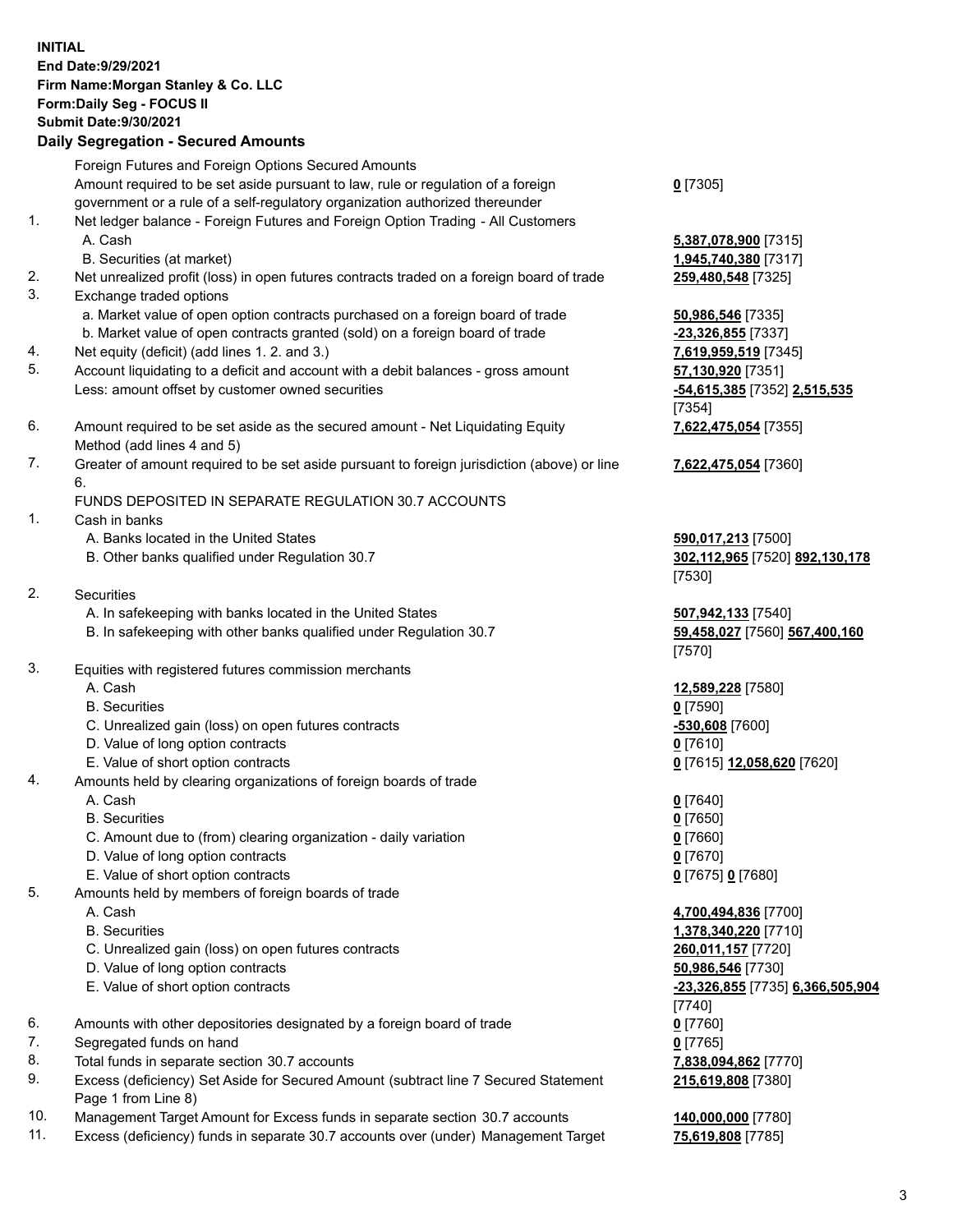**INITIAL**
**End Date:9/29/2021**
**Firm Name:Morgan Stanley & Co. LLC**
**Form:Daily Seg - FOCUS II**
**Submit Date:9/30/2021**

## Daily Segregation - Secured Amounts

| | | |
|---|---|---|
| | Foreign Futures and Foreign Options Secured Amounts | |
| | Amount required to be set aside pursuant to law, rule or regulation of a foreign government or a rule of a self-regulatory organization authorized thereunder | **0** [7305] |
| 1. | Net ledger balance - Foreign Futures and Foreign Option Trading - All Customers | |
| | A. Cash | **5,387,078,900** [7315] |
| | B. Securities (at market) | **1,945,740,380** [7317] |
| 2. | Net unrealized profit (loss) in open futures contracts traded on a foreign board of trade | **259,480,548** [7325] |
| 3. | Exchange traded options | |
| | a. Market value of open option contracts purchased on a foreign board of trade | **50,986,546** [7335] |
| | b. Market value of open contracts granted (sold) on a foreign board of trade | **-23,326,855** [7337] |
| 4. | Net equity (deficit) (add lines 1. 2. and 3.) | **7,619,959,519** [7345] |
| 5. | Account liquidating to a deficit and account with a debit balances - gross amount | **57,130,920** [7351] |
| | Less: amount offset by customer owned securities | **-54,615,385** [7352] **2,515,535** [7354] |
| 6. | Amount required to be set aside as the secured amount - Net Liquidating Equity Method (add lines 4 and 5) | **7,622,475,054** [7355] |
| 7. | Greater of amount required to be set aside pursuant to foreign jurisdiction (above) or line 6. | **7,622,475,054** [7360] |
| | FUNDS DEPOSITED IN SEPARATE REGULATION 30.7 ACCOUNTS | |
| 1. | Cash in banks | |
| | A. Banks located in the United States | **590,017,213** [7500] |
| | B. Other banks qualified under Regulation 30.7 | **302,112,965** [7520] **892,130,178** [7530] |
| 2. | Securities | |
| | A. In safekeeping with banks located in the United States | **507,942,133** [7540] |
| | B. In safekeeping with other banks qualified under Regulation 30.7 | **59,458,027** [7560] **567,400,160** [7570] |
| 3. | Equities with registered futures commission merchants | |
| | A. Cash | **12,589,228** [7580] |
| | B. Securities | **0** [7590] |
| | C. Unrealized gain (loss) on open futures contracts | **-530,608** [7600] |
| | D. Value of long option contracts | **0** [7610] |
| | E. Value of short option contracts | **0** [7615] **12,058,620** [7620] |
| 4. | Amounts held by clearing organizations of foreign boards of trade | |
| | A. Cash | **0** [7640] |
| | B. Securities | **0** [7650] |
| | C. Amount due to (from) clearing organization - daily variation | **0** [7660] |
| | D. Value of long option contracts | **0** [7670] |
| | E. Value of short option contracts | **0** [7675] **0** [7680] |
| 5. | Amounts held by members of foreign boards of trade | |
| | A. Cash | **4,700,494,836** [7700] |
| | B. Securities | **1,378,340,220** [7710] |
| | C. Unrealized gain (loss) on open futures contracts | **260,011,157** [7720] |
| | D. Value of long option contracts | **50,986,546** [7730] |
| | E. Value of short option contracts | **-23,326,855** [7735] **6,366,505,904** [7740] |
| 6. | Amounts with other depositories designated by a foreign board of trade | **0** [7760] |
| 7. | Segregated funds on hand | **0** [7765] |
| 8. | Total funds in separate section 30.7 accounts | **7,838,094,862** [7770] |
| 9. | Excess (deficiency) Set Aside for Secured Amount (subtract line 7 Secured Statement Page 1 from Line 8) | **215,619,808** [7380] |
| 10. | Management Target Amount for Excess funds in separate section 30.7 accounts | **140,000,000** [7780] |
| 11. | Excess (deficiency) funds in separate 30.7 accounts over (under) Management Target | **75,619,808** [7785] |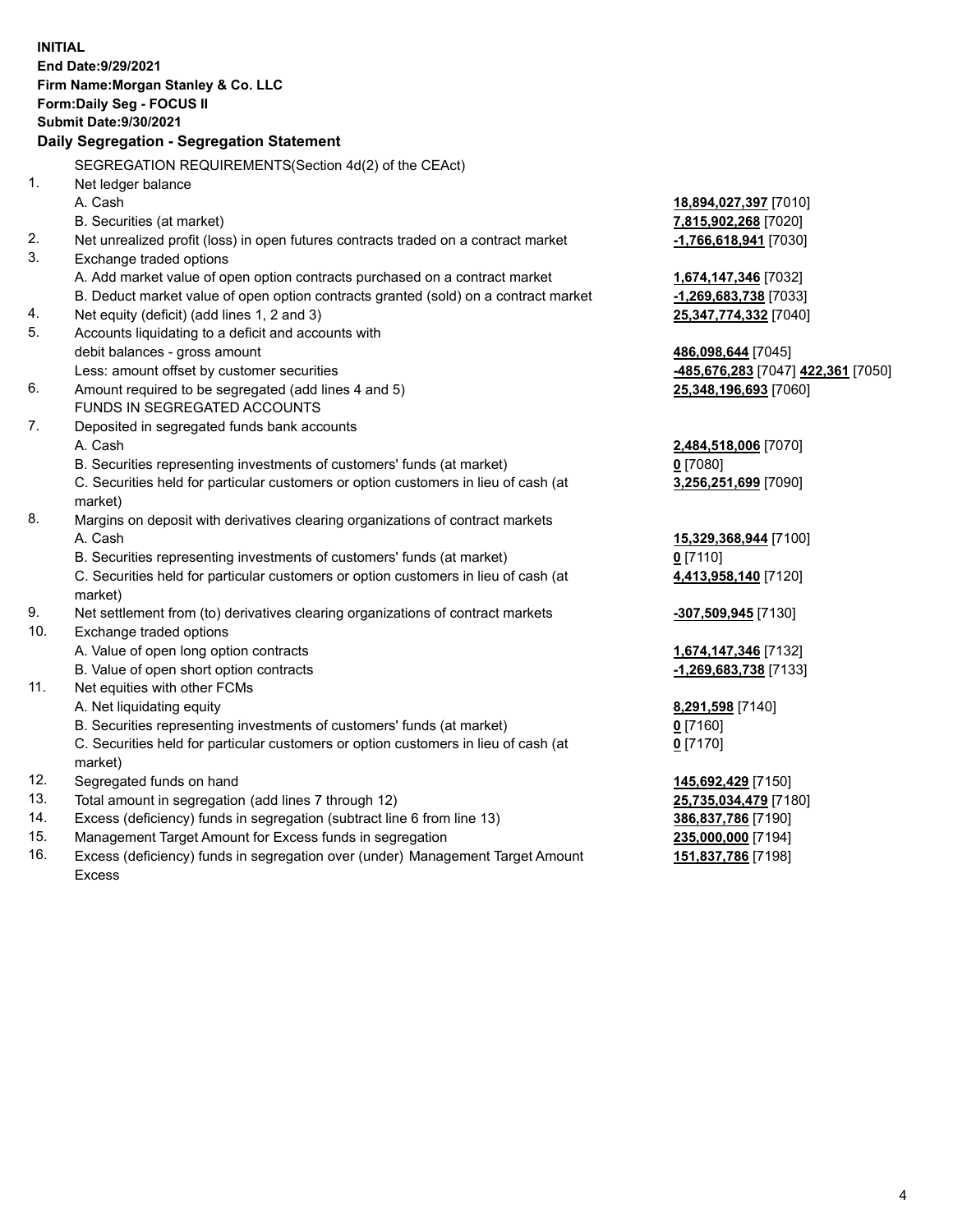**INITIAL**
**End Date:9/29/2021**
**Firm Name:Morgan Stanley & Co. LLC**
**Form:Daily Seg - FOCUS II**
**Submit Date:9/30/2021**

### Daily Segregation - Segregation Statement

SEGREGATION REQUIREMENTS(Section 4d(2) of the CEAct)

| | | |
|---|---|---|
| 1. | Net ledger balance | |
| | A. Cash | **18,894,027,397** [7010] |
| | B. Securities (at market) | **7,815,902,268** [7020] |
| 2. | Net unrealized profit (loss) in open futures contracts traded on a contract market | **-1,766,618,941** [7030] |
| 3. | Exchange traded options | |
| | A. Add market value of open option contracts purchased on a contract market | **1,674,147,346** [7032] |
| | B. Deduct market value of open option contracts granted (sold) on a contract market | **-1,269,683,738** [7033] |
| 4. | Net equity (deficit) (add lines 1, 2 and 3) | **25,347,774,332** [7040] |
| 5. | Accounts liquidating to a deficit and accounts with debit balances - gross amount | **486,098,644** [7045] |
| | Less: amount offset by customer securities | **-485,676,283** [7047] **422,361** [7050] |
| 6. | Amount required to be segregated (add lines 4 and 5) | **25,348,196,693** [7060] |
| | FUNDS IN SEGREGATED ACCOUNTS | |
| 7. | Deposited in segregated funds bank accounts | |
| | A. Cash | **2,484,518,006** [7070] |
| | B. Securities representing investments of customers' funds (at market) | **0** [7080] |
| | C. Securities held for particular customers or option customers in lieu of cash (at market) | **3,256,251,699** [7090] |
| 8. | Margins on deposit with derivatives clearing organizations of contract markets | |
| | A. Cash | **15,329,368,944** [7100] |
| | B. Securities representing investments of customers' funds (at market) | **0** [7110] |
| | C. Securities held for particular customers or option customers in lieu of cash (at market) | **4,413,958,140** [7120] |
| 9. | Net settlement from (to) derivatives clearing organizations of contract markets | **-307,509,945** [7130] |
| 10. | Exchange traded options | |
| | A. Value of open long option contracts | **1,674,147,346** [7132] |
| | B. Value of open short option contracts | **-1,269,683,738** [7133] |
| 11. | Net equities with other FCMs | |
| | A. Net liquidating equity | **8,291,598** [7140] |
| | B. Securities representing investments of customers' funds (at market) | **0** [7160] |
| | C. Securities held for particular customers or option customers in lieu of cash (at market) | **0** [7170] |
| 12. | Segregated funds on hand | **145,692,429** [7150] |
| 13. | Total amount in segregation (add lines 7 through 12) | **25,735,034,479** [7180] |
| 14. | Excess (deficiency) funds in segregation (subtract line 6 from line 13) | **386,837,786** [7190] |
| 15. | Management Target Amount for Excess funds in segregation | **235,000,000** [7194] |
| 16. | Excess (deficiency) funds in segregation over (under) Management Target Amount Excess | **151,837,786** [7198] |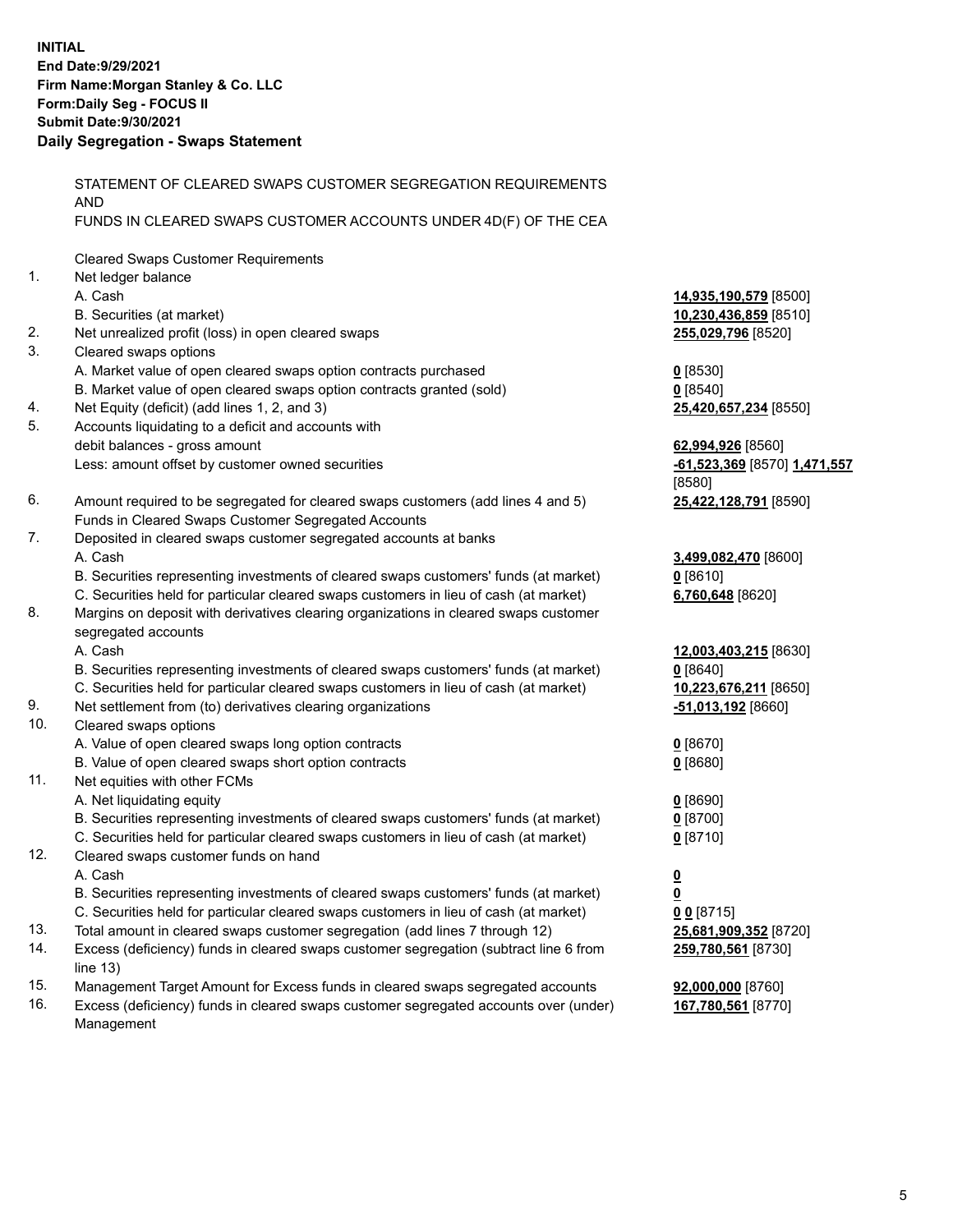**INITIAL**
**End Date:9/29/2021**
**Firm Name:Morgan Stanley & Co. LLC**
**Form:Daily Seg - FOCUS II**
**Submit Date:9/30/2021**
**Daily Segregation - Swaps Statement**

STATEMENT OF CLEARED SWAPS CUSTOMER SEGREGATION REQUIREMENTS AND
FUNDS IN CLEARED SWAPS CUSTOMER ACCOUNTS UNDER 4D(F) OF THE CEA

| | | |
|---|---|---|
| | Cleared Swaps Customer Requirements | |
| 1. | Net ledger balance | |
| | A. Cash | **14,935,190,579** [8500] |
| | B. Securities (at market) | **10,230,436,859** [8510] |
| 2. | Net unrealized profit (loss) in open cleared swaps | **255,029,796** [8520] |
| 3. | Cleared swaps options | |
| | A. Market value of open cleared swaps option contracts purchased | **0** [8530] |
| | B. Market value of open cleared swaps option contracts granted (sold) | **0** [8540] |
| 4. | Net Equity (deficit) (add lines 1, 2, and 3) | **25,420,657,234** [8550] |
| 5. | Accounts liquidating to a deficit and accounts with debit balances - gross amount | **62,994,926** [8560] |
| | Less: amount offset by customer owned securities | **-61,523,369** [8570] **1,471,557** [8580] |
| 6. | Amount required to be segregated for cleared swaps customers (add lines 4 and 5) | **25,422,128,791** [8590] |
| | Funds in Cleared Swaps Customer Segregated Accounts | |
| 7. | Deposited in cleared swaps customer segregated accounts at banks | |
| | A. Cash | **3,499,082,470** [8600] |
| | B. Securities representing investments of cleared swaps customers' funds (at market) | **0** [8610] |
| | C. Securities held for particular cleared swaps customers in lieu of cash (at market) | **6,760,648** [8620] |
| 8. | Margins on deposit with derivatives clearing organizations in cleared swaps customer segregated accounts | |
| | A. Cash | **12,003,403,215** [8630] |
| | B. Securities representing investments of cleared swaps customers' funds (at market) | **0** [8640] |
| | C. Securities held for particular cleared swaps customers in lieu of cash (at market) | **10,223,676,211** [8650] |
| 9. | Net settlement from (to) derivatives clearing organizations | **-51,013,192** [8660] |
| 10. | Cleared swaps options | |
| | A. Value of open cleared swaps long option contracts | **0** [8670] |
| | B. Value of open cleared swaps short option contracts | **0** [8680] |
| 11. | Net equities with other FCMs | |
| | A. Net liquidating equity | **0** [8690] |
| | B. Securities representing investments of cleared swaps customers' funds (at market) | **0** [8700] |
| | C. Securities held for particular cleared swaps customers in lieu of cash (at market) | **0** [8710] |
| 12. | Cleared swaps customer funds on hand | |
| | A. Cash | **0** |
| | B. Securities representing investments of cleared swaps customers' funds (at market) | **0** |
| | C. Securities held for particular cleared swaps customers in lieu of cash (at market) | **0** **0** [8715] |
| 13. | Total amount in cleared swaps customer segregation (add lines 7 through 12) | **25,681,909,352** [8720] |
| 14. | Excess (deficiency) funds in cleared swaps customer segregation (subtract line 6 from line 13) | **259,780,561** [8730] |
| 15. | Management Target Amount for Excess funds in cleared swaps segregated accounts | **92,000,000** [8760] |
| 16. | Excess (deficiency) funds in cleared swaps customer segregated accounts over (under) Management | **167,780,561** [8770] |